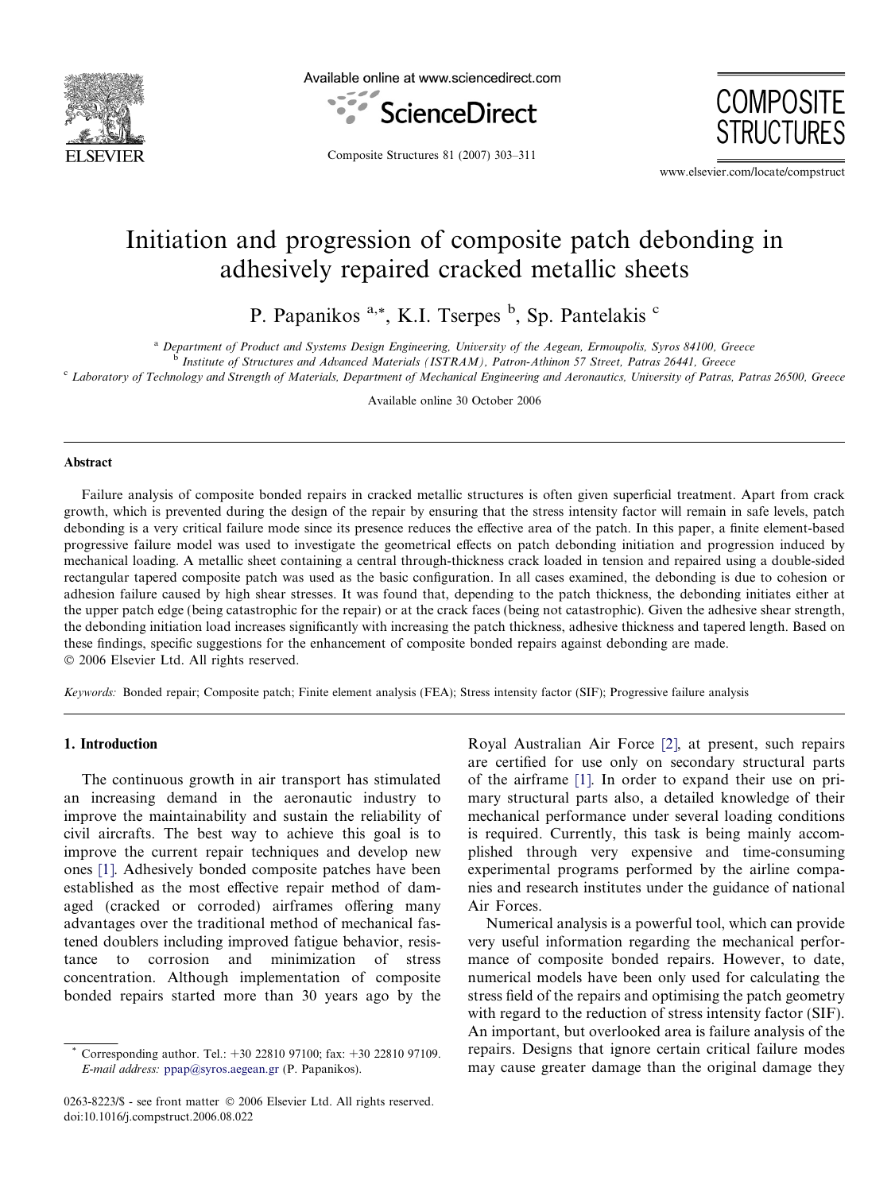# Initiation and progression of composite patch debonding in adhesively repaired cracked metallic sheets

P. Papanikos [a,*], K.I. Tserpes [b], Sp. Pantelakis [c]

[a] Department of Product and Systems Design Engineering, University of the Aegean, Ermoupolis, Syros 84100, Greece

[b] Institute of Structures and Advanced Materials (ISTRAM), Patron-Athinon 57 Street, Patras 26441, Greece

[c] Laboratory of Technology and Strength of Materials, Department of Mechanical Engineering and Aeronautics, University of Patras, Patras 26500, Greece

Available online 30 October 2006

## Abstract

Failure analysis of composite bonded repairs in cracked metallic structures is often given superficial treatment. Apart from crack growth, which is prevented during the design of the repair by ensuring that the stress intensity factor will remain in safe levels, patch debonding is a very critical failure mode since its presence reduces the effective area of the patch. In this paper, a finite element-based progressive failure model was used to investigate the geometrical effects on patch debonding initiation and progression induced by mechanical loading. A metallic sheet containing a central through-thickness crack loaded in tension and repaired using a double-sided rectangular tapered composite patch was used as the basic configuration. In all cases examined, the debonding is due to cohesion or adhesion failure caused by high shear stresses. It was found that, depending to the patch thickness, the debonding initiates either at the upper patch edge (being catastrophic for the repair) or at the crack faces (being not catastrophic). Given the adhesive shear strength, the debonding initiation load increases significantly with increasing the patch thickness, adhesive thickness and tapered length. Based on these findings, specific suggestions for the enhancement of composite bonded repairs against debonding are made.

© 2006 Elsevier Ltd. All rights reserved.

*Keywords:* Bonded repair; Composite patch; Finite element analysis (FEA); Stress intensity factor (SIF); Progressive failure analysis

## 1. Introduction

The continuous growth in air transport has stimulated an increasing demand in the aeronautic industry to improve the maintainability and sustain the reliability of civil aircrafts. The best way to achieve this goal is to improve the current repair techniques and develop new ones [1]. Adhesively bonded composite patches have been established as the most effective repair method of damaged (cracked or corroded) airframes offering many advantages over the traditional method of mechanical fastened doublers including improved fatigue behavior, resistance to corrosion and minimization of stress concentration. Although implementation of composite bonded repairs started more than 30 years ago by the Royal Australian Air Force [2], at present, such repairs are certified for use only on secondary structural parts of the airframe [1]. In order to expand their use on primary structural parts also, a detailed knowledge of their mechanical performance under several loading conditions is required. Currently, this task is being mainly accomplished through very expensive and time-consuming experimental programs performed by the airline companies and research institutes under the guidance of national Air Forces.

Numerical analysis is a powerful tool, which can provide very useful information regarding the mechanical performance of composite bonded repairs. However, to date, numerical models have been only used for calculating the stress field of the repairs and optimising the patch geometry with regard to the reduction of stress intensity factor (SIF). An important, but overlooked area is failure analysis of the repairs. Designs that ignore certain critical failure modes may cause greater damage than the original damage they

* Corresponding author. Tel.: +30 22810 97100; fax: +30 22810 97109. *E-mail address:* ppap@syros.aegean.gr (P. Papanikos).

0263-8223/$ - see front matter © 2006 Elsevier Ltd. All rights reserved.
doi:10.1016/j.compstruct.2006.08.022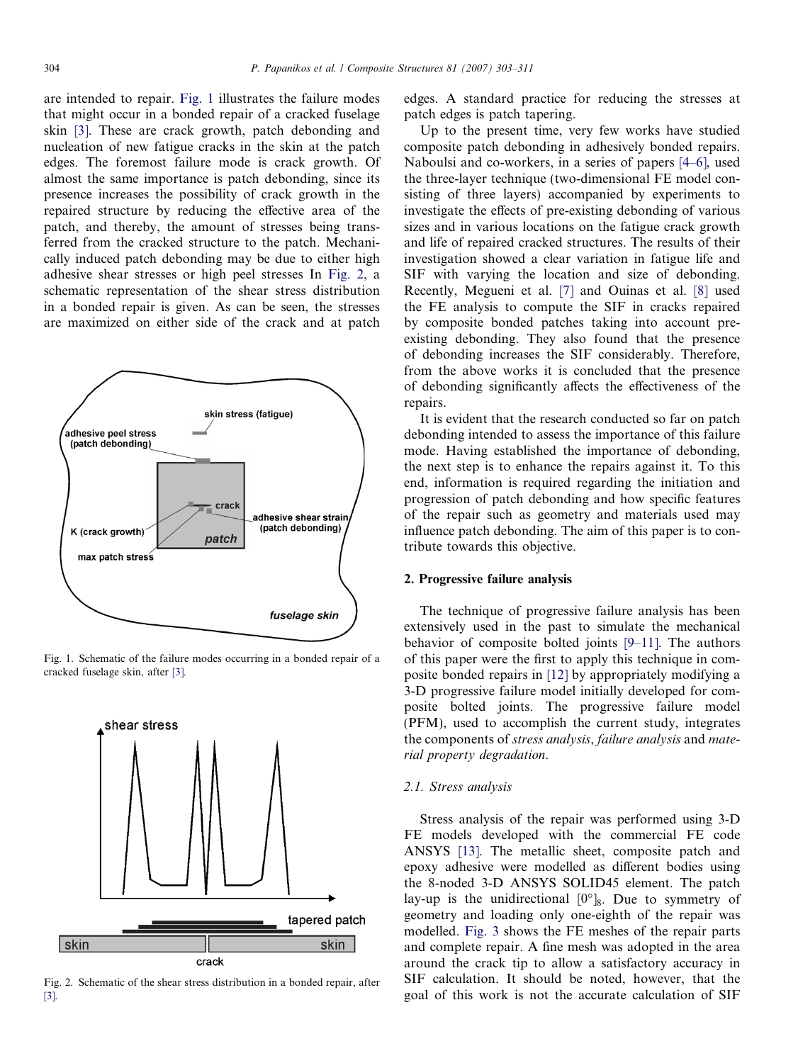are intended to repair. Fig. 1 illustrates the failure modes that might occur in a bonded repair of a cracked fuselage skin [3]. These are crack growth, patch debonding and nucleation of new fatigue cracks in the skin at the patch edges. The foremost failure mode is crack growth. Of almost the same importance is patch debonding, since its presence increases the possibility of crack growth in the repaired structure by reducing the effective area of the patch, and thereby, the amount of stresses being transferred from the cracked structure to the patch. Mechanically induced patch debonding may be due to either high adhesive shear stresses or high peel stresses In Fig. 2, a schematic representation of the shear stress distribution in a bonded repair is given. As can be seen, the stresses are maximized on either side of the crack and at patch edges. A standard practice for reducing the stresses at patch edges is patch tapering.

Fig. 1. Schematic of the failure modes occurring in a bonded repair of a cracked fuselage skin, after [3].

Fig. 2. Schematic of the shear stress distribution in a bonded repair, after [3].

Up to the present time, very few works have studied composite patch debonding in adhesively bonded repairs. Naboulsi and co-workers, in a series of papers [4–6], used the three-layer technique (two-dimensional FE model consisting of three layers) accompanied by experiments to investigate the effects of pre-existing debonding of various sizes and in various locations on the fatigue crack growth and life of repaired cracked structures. The results of their investigation showed a clear variation in fatigue life and SIF with varying the location and size of debonding. Recently, Megueni et al. [7] and Ouinas et al. [8] used the FE analysis to compute the SIF in cracks repaired by composite bonded patches taking into account pre-existing debonding. They also found that the presence of debonding increases the SIF considerably. Therefore, from the above works it is concluded that the presence of debonding significantly affects the effectiveness of the repairs.

It is evident that the research conducted so far on patch debonding intended to assess the importance of this failure mode. Having established the importance of debonding, the next step is to enhance the repairs against it. To this end, information is required regarding the initiation and progression of patch debonding and how specific features of the repair such as geometry and materials used may influence patch debonding. The aim of this paper is to contribute towards this objective.

## 2. Progressive failure analysis

The technique of progressive failure analysis has been extensively used in the past to simulate the mechanical behavior of composite bolted joints [9–11]. The authors of this paper were the first to apply this technique in composite bonded repairs [12] by appropriately modifying a 3-D progressive failure model initially developed for composite bolted joints. The progressive failure model (PFM), used to accomplish the current study, integrates the components of *stress analysis*, *failure analysis* and *material property degradation*.

### 2.1. Stress analysis

Stress analysis of the repair was performed using 3-D FE models developed with the commercial FE code ANSYS [13]. The metallic sheet, composite patch and epoxy adhesive were modelled as different bodies using the 8-noded 3-D ANSYS SOLID45 element. The patch lay-up is the unidirectional $[0°]_8$. Due to symmetry of geometry and loading only one-eighth of the repair was modelled. Fig. 3 shows the FE meshes of the repair parts and complete repair. A fine mesh was adopted in the area around the crack tip to allow a satisfactory accuracy in SIF calculation. It should be noted, however, that the goal of this work is not the accurate calculation of SIF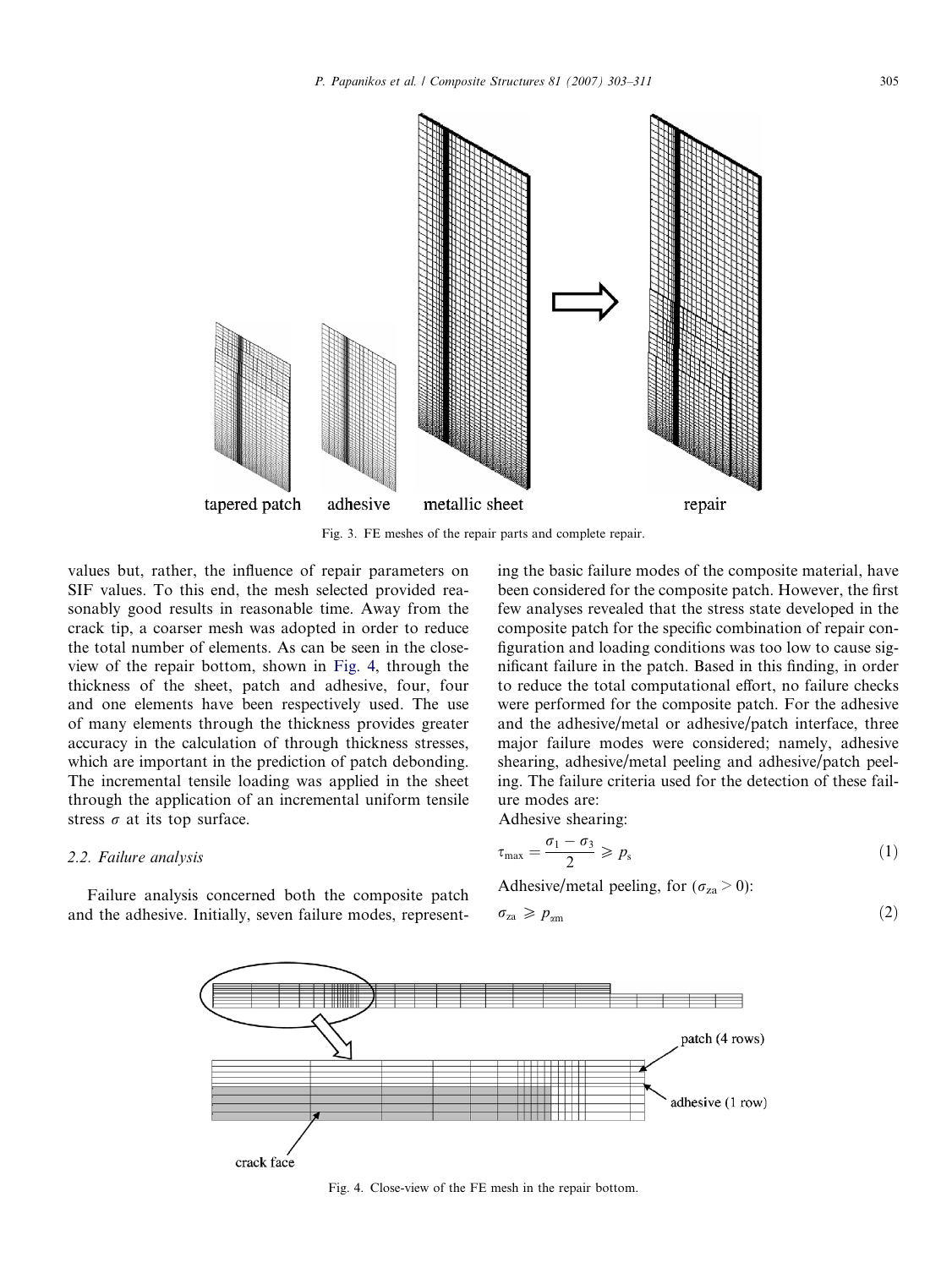Fig. 3. FE meshes of the repair parts and complete repair.

values but, rather, the influence of repair parameters on SIF values. To this end, the mesh selected provided reasonably good results in reasonable time. Away from the crack tip, a coarser mesh was adopted in order to reduce the total number of elements. As can be seen in the close-view of the repair bottom, shown in Fig. 4, through the thickness of the sheet, patch and adhesive, four, four and one elements have been respectively used. The use of many elements through the thickness provides greater accuracy in the calculation of through thickness stresses, which are important in the prediction of patch debonding. The incremental tensile loading was applied in the sheet through the application of an incremental uniform tensile stress $\sigma$ at its top surface.

### 2.2. Failure analysis

Failure analysis concerned both the composite patch and the adhesive. Initially, seven failure modes, representing the basic failure modes of the composite material, have been considered for the composite patch. However, the first few analyses revealed that the stress state developed in the composite patch for the specific combination of repair configuration and loading conditions was too low to cause significant failure in the patch. Based in this finding, in order to reduce the total computational effort, no failure checks were performed for the composite patch. For the adhesive and the adhesive/metal or adhesive/patch interface, three major failure modes were considered; namely, adhesive shearing, adhesive/metal peeling and adhesive/patch peeling. The failure criteria used for the detection of these failure modes are:

Adhesive shearing:

$$\tau_{\max} = \frac{\sigma_1 - \sigma_3}{2} \geqslant p_s \tag{1}$$

Adhesive/metal peeling, for ($\sigma_{za} > 0$):

$$\sigma_{za} \geqslant p_{zm} \tag{2}$$

Fig. 4. Close-view of the FE mesh in the repair bottom.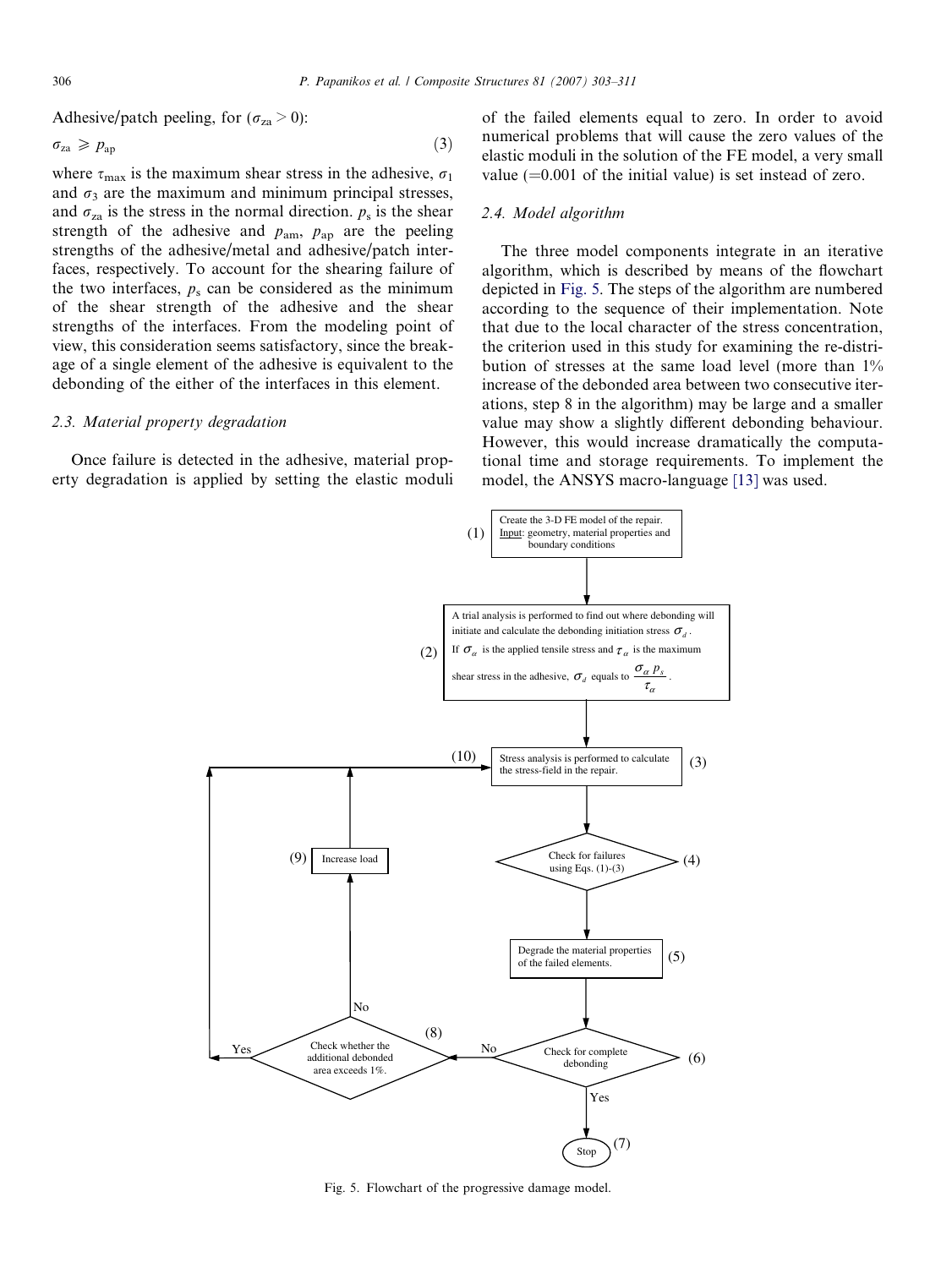Adhesive/patch peeling, for ($\sigma_{za} > 0$):

$$\sigma_{za} \geqslant p_{ap} \tag{3}$$

where $\tau_{max}$ is the maximum shear stress in the adhesive, $\sigma_1$ and $\sigma_3$ are the maximum and minimum principal stresses, and $\sigma_{za}$ is the stress in the normal direction. $p_s$ is the shear strength of the adhesive and $p_{am}$, $p_{ap}$ are the peeling strengths of the adhesive/metal and adhesive/patch interfaces, respectively. To account for the shearing failure of the two interfaces, $p_s$ can be considered as the minimum of the shear strength of the adhesive and the shear strengths of the interfaces. From the modeling point of view, this consideration seems satisfactory, since the breakage of a single element of the adhesive is equivalent to the debonding of the either of the interfaces in this element.

### 2.3. Material property degradation

Once failure is detected in the adhesive, material property degradation is applied by setting the elastic moduli of the failed elements equal to zero. In order to avoid numerical problems that will cause the zero values of the elastic moduli in the solution of the FE model, a very small value (=0.001 of the initial value) is set instead of zero.

### 2.4. Model algorithm

The three model components integrate in an iterative algorithm, which is described by means of the flowchart depicted in Fig. 5. The steps of the algorithm are numbered according to the sequence of their implementation. Note that due to the local character of the stress concentration, the criterion used in this study for examining the re-distribution of stresses at the same load level (more than 1% increase of the debonded area between two consecutive iterations, step 8 in the algorithm) may be large and a smaller value may show a slightly different debonding behaviour. However, this would increase dramatically the computational time and storage requirements. To implement the model, the ANSYS macro-language [13] was used.

(1) Create the 3-D FE model of the repair. Input: geometry, material properties and boundary conditions

(2) A trial analysis is performed to find out where debonding will initiate and calculate the debonding initiation stress $\sigma_d$. If $\sigma_\alpha$ is the applied tensile stress and $\tau_\alpha$ is the maximum shear stress in the adhesive, $\sigma_d$ equals to $\frac{\sigma_\alpha \, p_s}{\tau_\alpha}$.

(3) Stress analysis is performed to calculate the stress-field in the repair.

(4) Check for failures using Eqs. (1)-(3)

(5) Degrade the material properties of the failed elements.

(6) Check for complete debonding — Yes: (7) Stop; No: (8)

(8) Check whether the additional debonded area exceeds 1%. — Yes: (10) return to (3); No: (9)

(9) Increase load → (10) return to (3)

Fig. 5. Flowchart of the progressive damage model.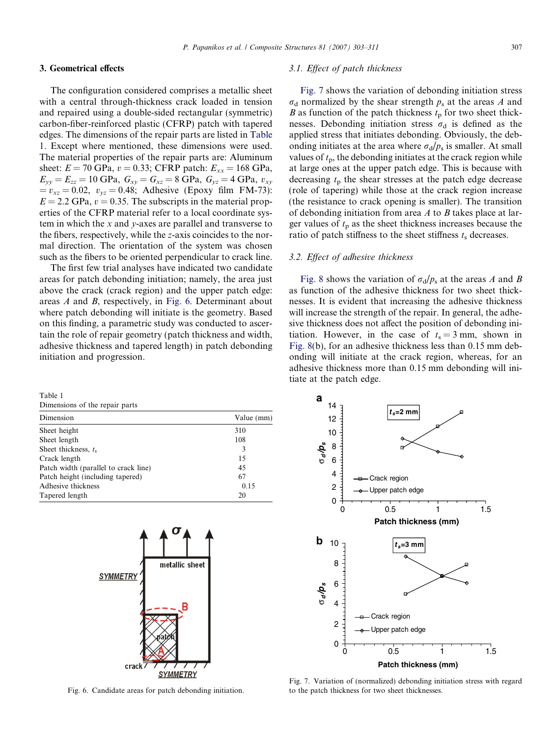## 3. Geometrical effects

The configuration considered comprises a metallic sheet with a central through-thickness crack loaded in tension and repaired using a double-sided rectangular (symmetric) carbon-fiber-reinforced plastic (CFRP) patch with tapered edges. The dimensions of the repair parts are listed in Table 1. Except where mentioned, these dimensions were used. The material properties of the repair parts are: Aluminum sheet: $E = 70$ GPa, $v = 0.33$; CFRP patch: $E_{xx} = 168$ GPa, $E_{yy} = E_{zz} = 10$ GPa, $G_{xy} = G_{xz} = 8$ GPa, $G_{yz} = 4$ GPa, $v_{xy} = v_{xz} = 0.02$, $v_{yz} = 0.48$; Adhesive (Epoxy film FM-73): $E = 2.2$ GPa, $v = 0.35$. The subscripts in the material properties of the CFRP material refer to a local coordinate system in which the $x$ and $y$-axes are parallel and transverse to the fibers, respectively, while the $z$-axis coincides to the normal direction. The orientation of the system was chosen such as the fibers to be oriented perpendicular to crack line.

The first few trial analyses have indicated two candidate areas for patch debonding initiation; namely, the area just above the crack (crack region) and the upper patch edge: areas $A$ and $B$, respectively, in Fig. 6. Determinant about where patch debonding will initiate is the geometry. Based on this finding, a parametric study was conducted to ascertain the role of repair geometry (patch thickness and width, adhesive thickness and tapered length) in patch debonding initiation and progression.

Table 1
Dimensions of the repair parts

| Dimension | Value (mm) |
|---|---|
| Sheet height | 310 |
| Sheet length | 108 |
| Sheet thickness, $t_s$ | 3 |
| Crack length | 15 |
| Patch width (parallel to crack line) | 45 |
| Patch height (including tapered) | 67 |
| Adhesive thickness | 0.15 |
| Tapered length | 20 |

Fig. 6. Candidate areas for patch debonding initiation.

### 3.1. Effect of patch thickness

Fig. 7 shows the variation of debonding initiation stress $\sigma_d$ normalized by the shear strength $p_s$ at the areas $A$ and $B$ as function of the patch thickness $t_p$ for two sheet thicknesses. Debonding initiation stress $\sigma_d$ is defined as the applied stress that initiates debonding. Obviously, the debonding initiates at the area where $\sigma_d/p_s$ is smaller. At small values of $t_p$, the debonding initiates at the crack region while at large ones at the upper patch edge. This is because with decreasing $t_p$ the shear stresses at the patch edge decrease (role of tapering) while those at the crack region increase (the resistance to crack opening is smaller). The transition of debonding initiation from area $A$ to $B$ takes place at larger values of $t_p$ as the sheet thickness increases because the ratio of patch stiffness to the sheet stiffness $t_s$ decreases.

### 3.2. Effect of adhesive thickness

Fig. 8 shows the variation of $\sigma_d/p_s$ at the areas $A$ and $B$ as function of the adhesive thickness for two sheet thicknesses. It is evident that increasing the adhesive thickness will increase the strength of the repair. In general, the adhesive thickness does not affect the position of debonding initiation. However, in the case of $t_s = 3$ mm, shown in Fig. 8(b), for an adhesive thickness less than 0.15 mm debonding will initiate at the crack region, whereas, for an adhesive thickness more than 0.15 mm debonding will initiate at the patch edge.

Fig. 7. Variation of (normalized) debonding initiation stress with regard to the patch thickness for two sheet thicknesses.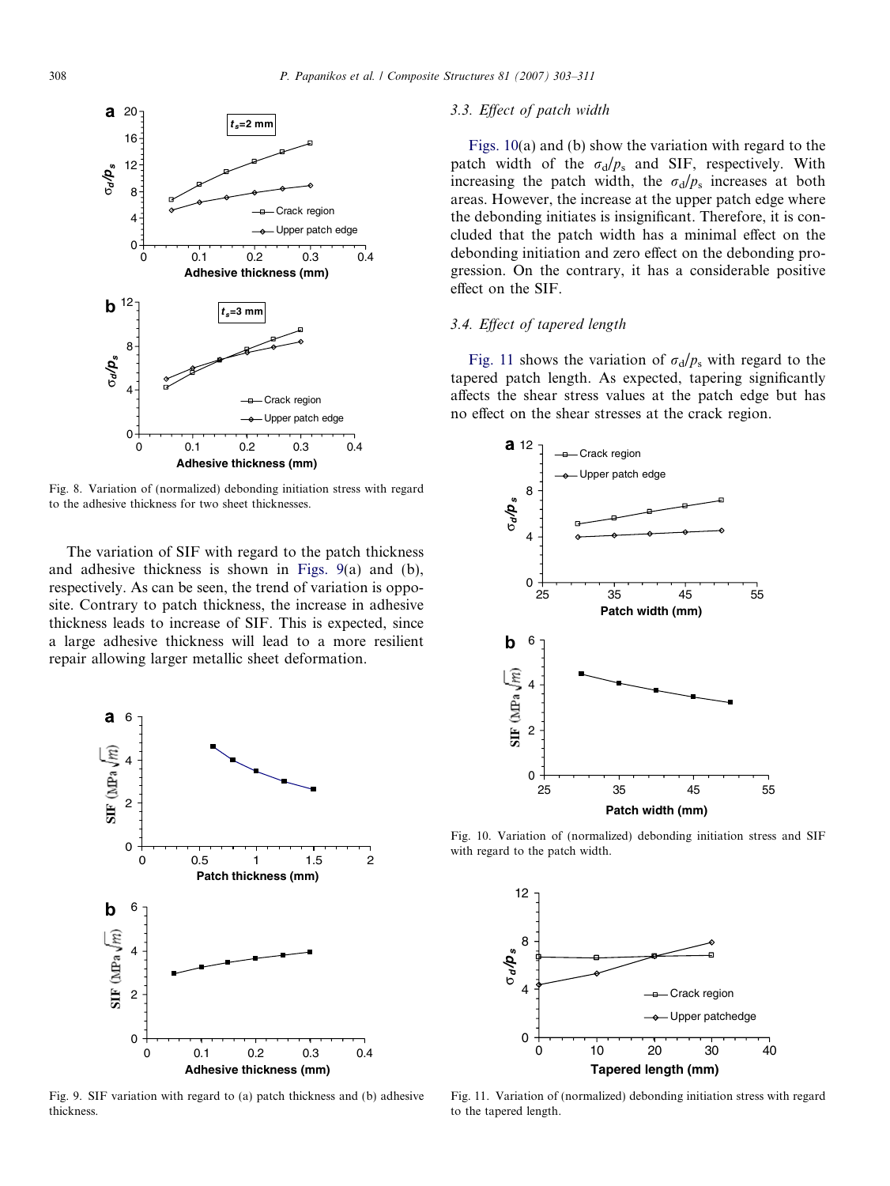Fig. 8. Variation of (normalized) debonding initiation stress with regard to the adhesive thickness for two sheet thicknesses.

The variation of SIF with regard to the patch thickness and adhesive thickness is shown in Figs. 9(a) and (b), respectively. As can be seen, the trend of variation is opposite. Contrary to patch thickness, the increase in adhesive thickness leads to increase of SIF. This is expected, since a large adhesive thickness will lead to a more resilient repair allowing larger metallic sheet deformation.

Fig. 9. SIF variation with regard to (a) patch thickness and (b) adhesive thickness.

### 3.3. Effect of patch width

Figs. 10(a) and (b) show the variation with regard to the patch width of the $\sigma_d/p_s$ and SIF, respectively. With increasing the patch width, the $\sigma_d/p_s$ increases at both areas. However, the increase at the upper patch edge where the debonding initiates is insignificant. Therefore, it is concluded that the patch width has a minimal effect on the debonding initiation and zero effect on the debonding progression. On the contrary, it has a considerable positive effect on the SIF.

### 3.4. Effect of tapered length

Fig. 11 shows the variation of $\sigma_d/p_s$ with regard to the tapered patch length. As expected, tapering significantly affects the shear stress values at the patch edge but has no effect on the shear stresses at the crack region.

Fig. 10. Variation of (normalized) debonding initiation stress and SIF with regard to the patch width.

Fig. 11. Variation of (normalized) debonding initiation stress with regard to the tapered length.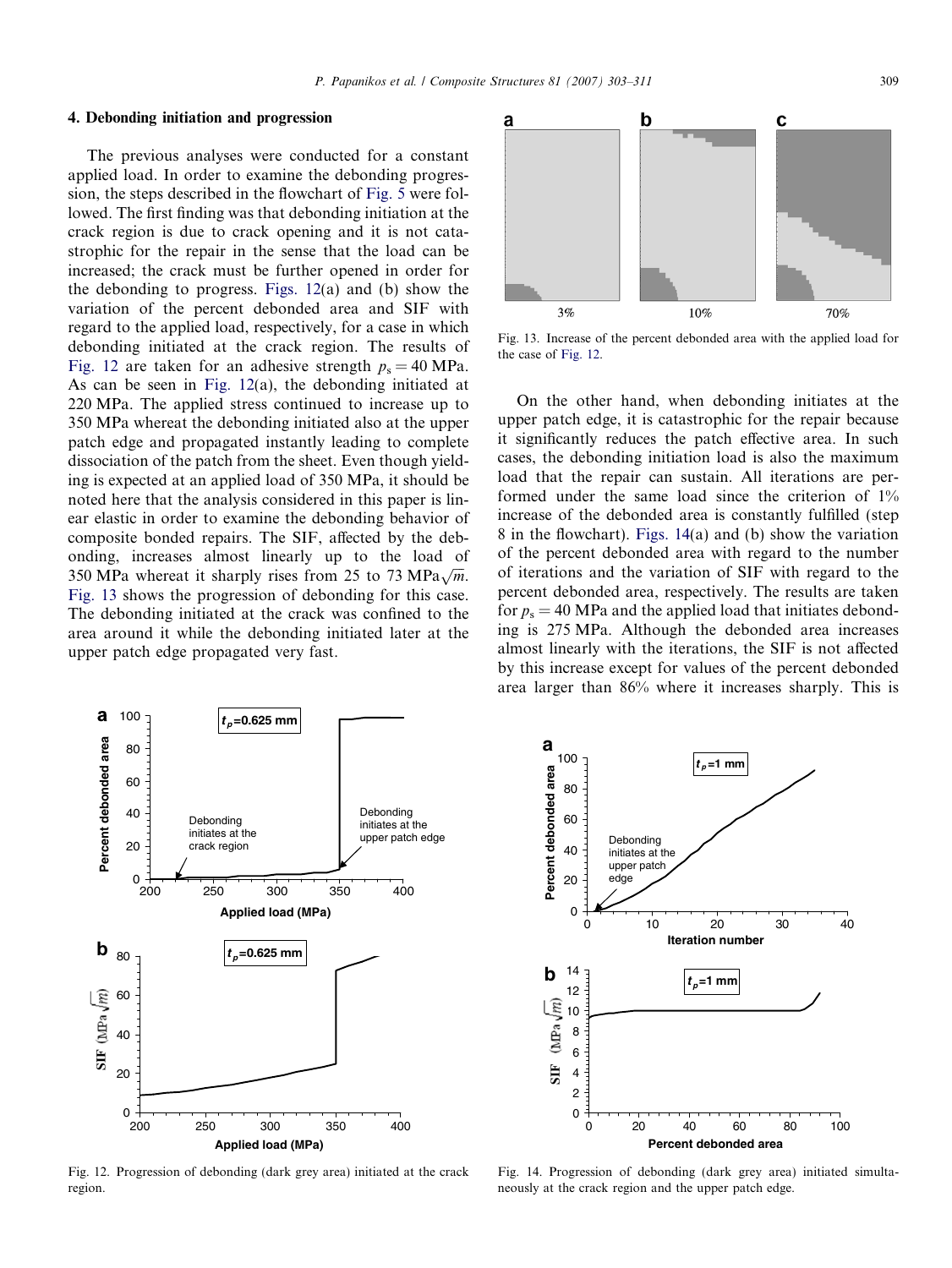## 4. Debonding initiation and progression

The previous analyses were conducted for a constant applied load. In order to examine the debonding progression, the steps described in the flowchart of Fig. 5 were followed. The first finding was that debonding initiation at the crack region is due to crack opening and it is not catastrophic for the repair in the sense that the load can be increased; the crack must be further opened in order for the debonding to progress. Figs. 12(a) and (b) show the variation of the percent debonded area and SIF with regard to the applied load, respectively, for a case in which debonding initiated at the crack region. The results of Fig. 12 are taken for an adhesive strength $p_s = 40$ MPa. As can be seen in Fig. 12(a), the debonding initiated at 220 MPa. The applied stress continued to increase up to 350 MPa whereat the debonding initiated also at the upper patch edge and propagated instantly leading to complete dissociation of the patch from the sheet. Even though yielding is expected at an applied load of 350 MPa, it should be noted here that the analysis considered in this paper is linear elastic in order to examine the debonding behavior of composite bonded repairs. The SIF, affected by the debonding, increases almost linearly up to the load of 350 MPa whereat it sharply rises from 25 to 73 MPa$\sqrt{m}$. Fig. 13 shows the progression of debonding for this case. The debonding initiated at the crack was confined to the area around it while the debonding initiated later at the upper patch edge propagated very fast.

Fig. 13. Increase of the percent debonded area with the applied load for the case of Fig. 12.

On the other hand, when debonding initiates at the upper patch edge, it is catastrophic for the repair because it significantly reduces the patch effective area. In such cases, the debonding initiation load is also the maximum load that the repair can sustain. All iterations are performed under the same load since the criterion of 1% increase of the debonded area is constantly fulfilled (step 8 in the flowchart). Figs. 14(a) and (b) show the variation of the percent debonded area with regard to the number of iterations and the variation of SIF with regard to the percent debonded area, respectively. The results are taken for $p_s = 40$ MPa and the applied load that initiates debonding is 275 MPa. Although the debonded area increases almost linearly with the iterations, the SIF is not affected by this increase except for values of the percent debonded area larger than 86% where it increases sharply. This is

Fig. 12. Progression of debonding (dark grey area) initiated at the crack region.

Fig. 14. Progression of debonding (dark grey area) initiated simultaneously at the crack region and the upper patch edge.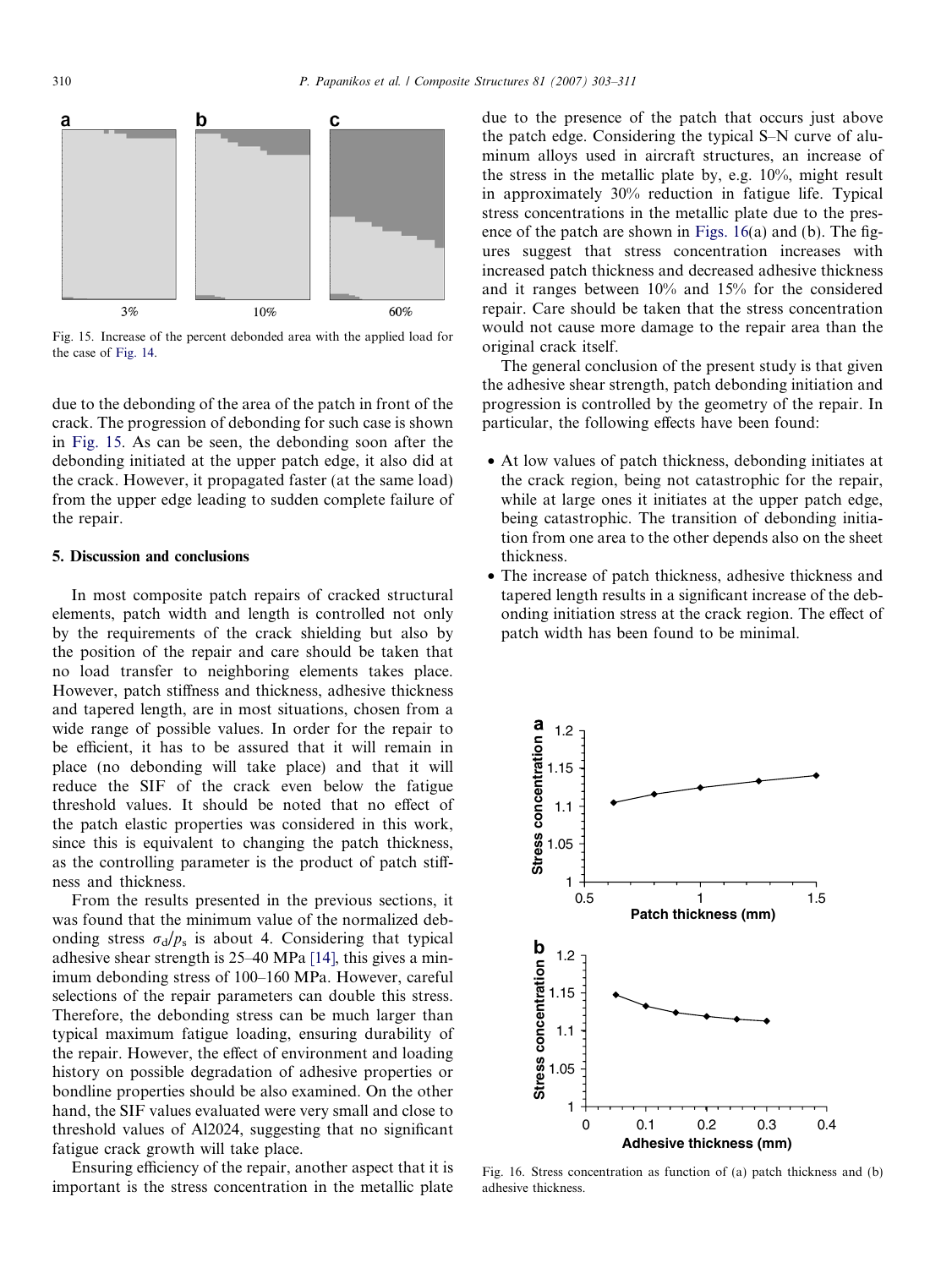Fig. 15. Increase of the percent debonded area with the applied load for the case of Fig. 14.

due to the debonding of the area of the patch in front of the crack. The progression of debonding for such case is shown in Fig. 15. As can be seen, the debonding soon after the debonding initiated at the upper patch edge, it also did at the crack. However, it propagated faster (at the same load) from the upper edge leading to sudden complete failure of the repair.

## 5. Discussion and conclusions

In most composite patch repairs of cracked structural elements, patch width and length is controlled not only by the requirements of the crack shielding but also by the position of the repair and care should be taken that no load transfer to neighboring elements takes place. However, patch stiffness and thickness, adhesive thickness and tapered length, are in most situations, chosen from a wide range of possible values. In order for the repair to be efficient, it has to be assured that it will remain in place (no debonding will take place) and that it will reduce the SIF of the crack even below the fatigue threshold values. It should be noted that no effect of the patch elastic properties was considered in this work, since this is equivalent to changing the patch thickness, as the controlling parameter is the product of patch stiffness and thickness.

From the results presented in the previous sections, it was found that the minimum value of the normalized debonding stress $\sigma_d/p_s$ is about 4. Considering that typical adhesive shear strength is 25–40 MPa [14], this gives a minimum debonding stress of 100–160 MPa. However, careful selections of the repair parameters can double this stress. Therefore, the debonding stress can be much larger than typical maximum fatigue loading, ensuring durability of the repair. However, the effect of environment and loading history on possible degradation of adhesive properties or bondline properties should be also examined. On the other hand, the SIF values evaluated were very small and close to threshold values of Al2024, suggesting that no significant fatigue crack growth will take place.

Ensuring efficiency of the repair, another aspect that it is important is the stress concentration in the metallic plate due to the presence of the patch that occurs just above the patch edge. Considering the typical S–N curve of aluminum alloys used in aircraft structures, an increase of the stress in the metallic plate by, e.g. 10%, might result in approximately 30% reduction in fatigue life. Typical stress concentrations in the metallic plate due to the presence of the patch are shown in Figs. 16(a) and (b). The figures suggest that stress concentration increases with increased patch thickness and decreased adhesive thickness and it ranges between 10% and 15% for the considered repair. Care should be taken that the stress concentration would not cause more damage to the repair area than the original crack itself.

The general conclusion of the present study is that given the adhesive shear strength, patch debonding initiation and progression is controlled by the geometry of the repair. In particular, the following effects have been found:

- At low values of patch thickness, debonding initiates at the crack region, being not catastrophic for the repair, while at large ones it initiates at the upper patch edge, being catastrophic. The transition of debonding initiation from one area to the other depends also on the sheet thickness.
- The increase of patch thickness, adhesive thickness and tapered length results in a significant increase of the debonding initiation stress at the crack region. The effect of patch width has been found to be minimal.

Fig. 16. Stress concentration as function of (a) patch thickness and (b) adhesive thickness.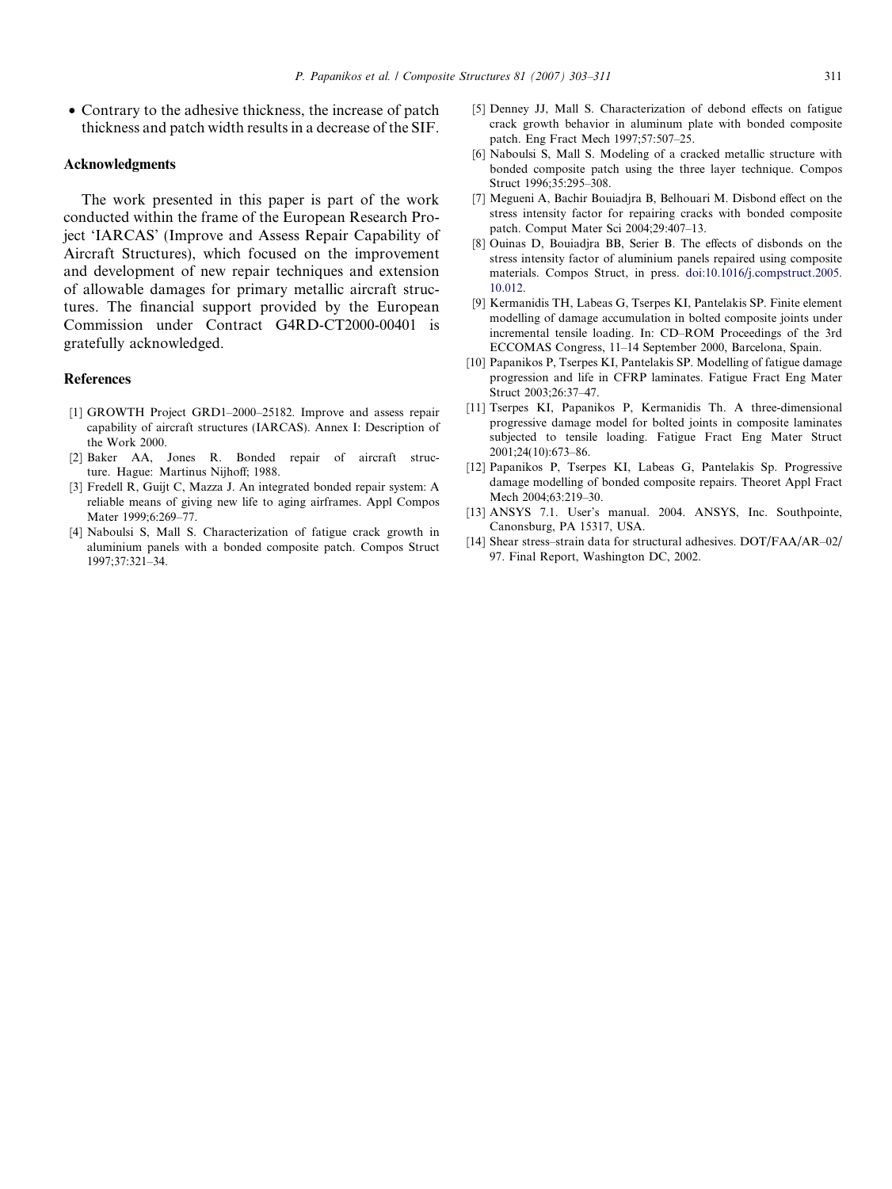- Contrary to the adhesive thickness, the increase of patch thickness and patch width results in a decrease of the SIF.

## Acknowledgments

The work presented in this paper is part of the work conducted within the frame of the European Research Project 'IARCAS' (Improve and Assess Repair Capability of Aircraft Structures), which focused on the improvement and development of new repair techniques and extension of allowable damages for primary metallic aircraft structures. The financial support provided by the European Commission under Contract G4RD-CT2000-00401 is gratefully acknowledged.

## References

[1] GROWTH Project GRD1–2000–25182. Improve and assess repair capability of aircraft structures (IARCAS). Annex I: Description of the Work 2000.

[2] Baker AA, Jones R. Bonded repair of aircraft structure. Hague: Martinus Nijhoff; 1988.

[3] Fredell R, Guijt C, Mazza J. An integrated bonded repair system: A reliable means of giving new life to aging airframes. Appl Compos Mater 1999;6:269–77.

[4] Naboulsi S, Mall S. Characterization of fatigue crack growth in aluminium panels with a bonded composite patch. Compos Struct 1997;37:321–34.

[5] Denney JJ, Mall S. Characterization of debond effects on fatigue crack growth behavior in aluminum plate with bonded composite patch. Eng Fract Mech 1997;57:507–25.

[6] Naboulsi S, Mall S. Modeling of a cracked metallic structure with bonded composite patch using the three layer technique. Compos Struct 1996;35:295–308.

[7] Megueni A, Bachir Bouiadjra B, Belhouari M. Disbond effect on the stress intensity factor for repairing cracks with bonded composite patch. Comput Mater Sci 2004;29:407–13.

[8] Ouinas D, Bouiadjra BB, Serier B. The effects of disbonds on the stress intensity factor of aluminium panels repaired using composite materials. Compos Struct, in press. doi:10.1016/j.compstruct.2005.10.012.

[9] Kermanidis TH, Labeas G, Tserpes KI, Pantelakis SP. Finite element modelling of damage accumulation in bolted composite joints under incremental tensile loading. In: CD–ROM Proceedings of the 3rd ECCOMAS Congress, 11–14 September 2000, Barcelona, Spain.

[10] Papanikos P, Tserpes KI, Pantelakis SP. Modelling of fatigue damage progression and life in CFRP laminates. Fatigue Fract Eng Mater Struct 2003;26:37–47.

[11] Tserpes KI, Papanikos P, Kermanidis Th. A three-dimensional progressive damage model for bolted joints in composite laminates subjected to tensile loading. Fatigue Fract Eng Mater Struct 2001;24(10):673–86.

[12] Papanikos P, Tserpes KI, Labeas G, Pantelakis Sp. Progressive damage modelling of bonded composite repairs. Theoret Appl Fract Mech 2004;63:219–30.

[13] ANSYS 7.1. User's manual. 2004. ANSYS, Inc. Southpointe, Canonsburg, PA 15317, USA.

[14] Shear stress–strain data for structural adhesives. DOT/FAA/AR–02/97. Final Report, Washington DC, 2002.